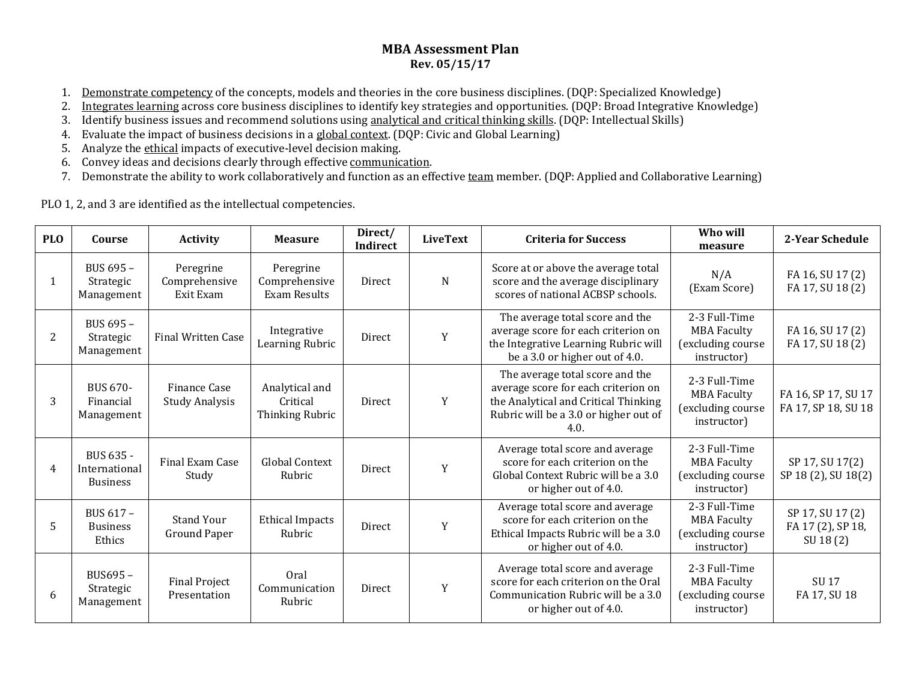# MBA Assessment Plan

**Rev. 05/15/17**

1. Demonstrate competency of the concepts, models and theories in the core business disciplines. (DQP: Specialized Knowledge)
2. Integrates learning across core business disciplines to identify key strategies and opportunities. (DQP: Broad Integrative Knowledge)
3. Identify business issues and recommend solutions using analytical and critical thinking skills. (DQP: Intellectual Skills)
4. Evaluate the impact of business decisions in a global context. (DQP: Civic and Global Learning)
5. Analyze the ethical impacts of executive-level decision making.
6. Convey ideas and decisions clearly through effective communication.
7. Demonstrate the ability to work collaboratively and function as an effective team member. (DQP: Applied and Collaborative Learning)

PLO 1, 2, and 3 are identified as the intellectual competencies.

| PLO | Course | Activity | Measure | Direct/ Indirect | LiveText | Criteria for Success | Who will measure | 2-Year Schedule |
|---|---|---|---|---|---|---|---|---|
| 1 | BUS 695 – Strategic Management | Peregrine Comprehensive Exit Exam | Peregrine Comprehensive Exam Results | Direct | N | Score at or above the average total score and the average disciplinary scores of national ACBSP schools. | N/A (Exam Score) | FA 16, SU 17 (2) FA 17, SU 18 (2) |
| 2 | BUS 695 – Strategic Management | Final Written Case | Integrative Learning Rubric | Direct | Y | The average total score and the average score for each criterion on the Integrative Learning Rubric will be a 3.0 or higher out of 4.0. | 2-3 Full-Time MBA Faculty (excluding course instructor) | FA 16, SU 17 (2) FA 17, SU 18 (2) |
| 3 | BUS 670- Financial Management | Finance Case Study Analysis | Analytical and Critical Thinking Rubric | Direct | Y | The average total score and the average score for each criterion on the Analytical and Critical Thinking Rubric will be a 3.0 or higher out of 4.0. | 2-3 Full-Time MBA Faculty (excluding course instructor) | FA 16, SP 17, SU 17 FA 17, SP 18, SU 18 |
| 4 | BUS 635 - International Business | Final Exam Case Study | Global Context Rubric | Direct | Y | Average total score and average score for each criterion on the Global Context Rubric will be a 3.0 or higher out of 4.0. | 2-3 Full-Time MBA Faculty (excluding course instructor) | SP 17, SU 17(2) SP 18 (2), SU 18(2) |
| 5 | BUS 617 – Business Ethics | Stand Your Ground Paper | Ethical Impacts Rubric | Direct | Y | Average total score and average score for each criterion on the Ethical Impacts Rubric will be a 3.0 or higher out of 4.0. | 2-3 Full-Time MBA Faculty (excluding course instructor) | SP 17, SU 17 (2) FA 17 (2), SP 18, SU 18 (2) |
| 6 | BUS695 – Strategic Management | Final Project Presentation | Oral Communication Rubric | Direct | Y | Average total score and average score for each criterion on the Oral Communication Rubric will be a 3.0 or higher out of 4.0. | 2-3 Full-Time MBA Faculty (excluding course instructor) | SU 17 FA 17, SU 18 |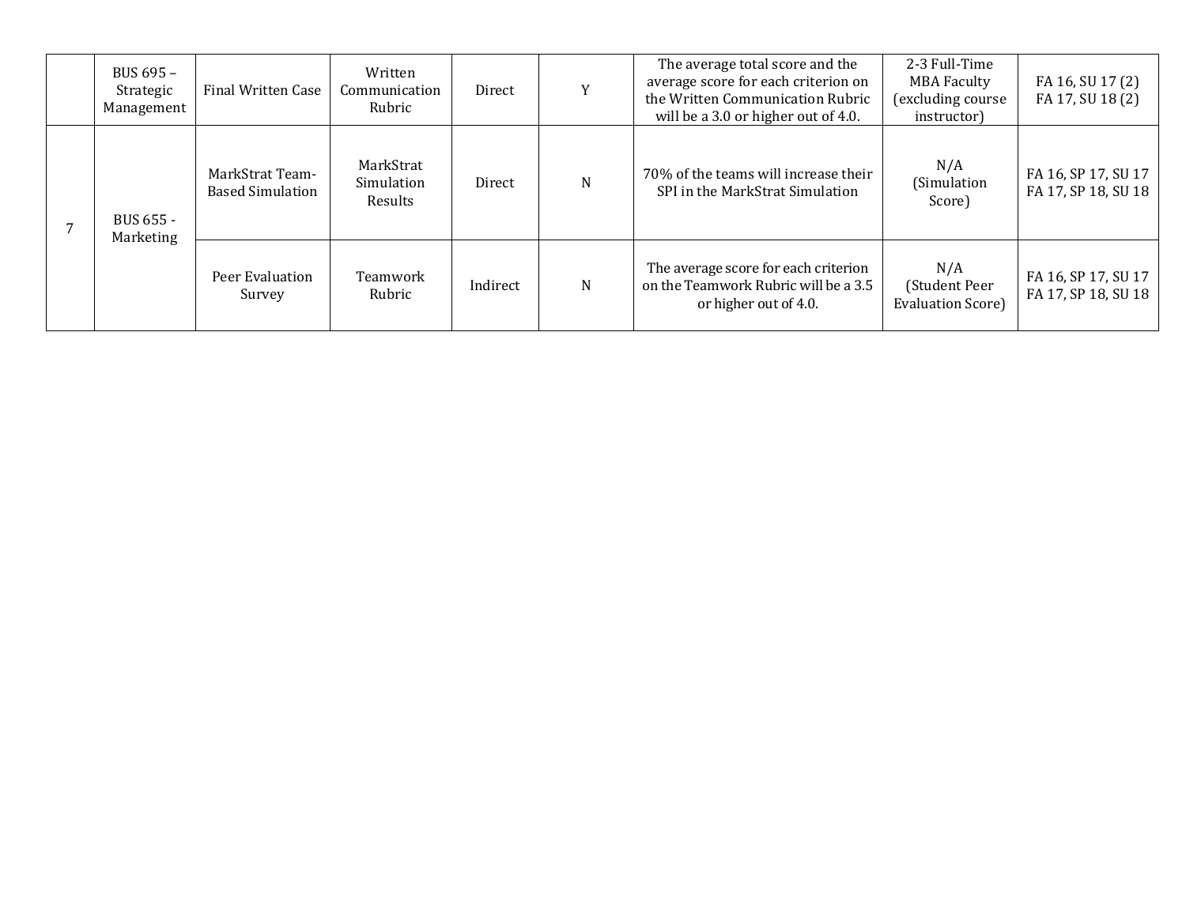| | | | | | | | | |
|---|---|---|---|---|---|---|---|---|
| | BUS 695 – Strategic Management | Final Written Case | Written Communication Rubric | Direct | Y | The average total score and the average score for each criterion on the Written Communication Rubric will be a 3.0 or higher out of 4.0. | 2-3 Full-Time MBA Faculty (excluding course instructor) | FA 16, SU 17 (2) FA 17, SU 18 (2) |
| 7 | BUS 655 - Marketing | MarkStrat Team-Based Simulation | MarkStrat Simulation Results | Direct | N | 70% of the teams will increase their SPI in the MarkStrat Simulation | N/A (Simulation Score) | FA 16, SP 17, SU 17 FA 17, SP 18, SU 18 |
| | | Peer Evaluation Survey | Teamwork Rubric | Indirect | N | The average score for each criterion on the Teamwork Rubric will be a 3.5 or higher out of 4.0. | N/A (Student Peer Evaluation Score) | FA 16, SP 17, SU 17 FA 17, SP 18, SU 18 |